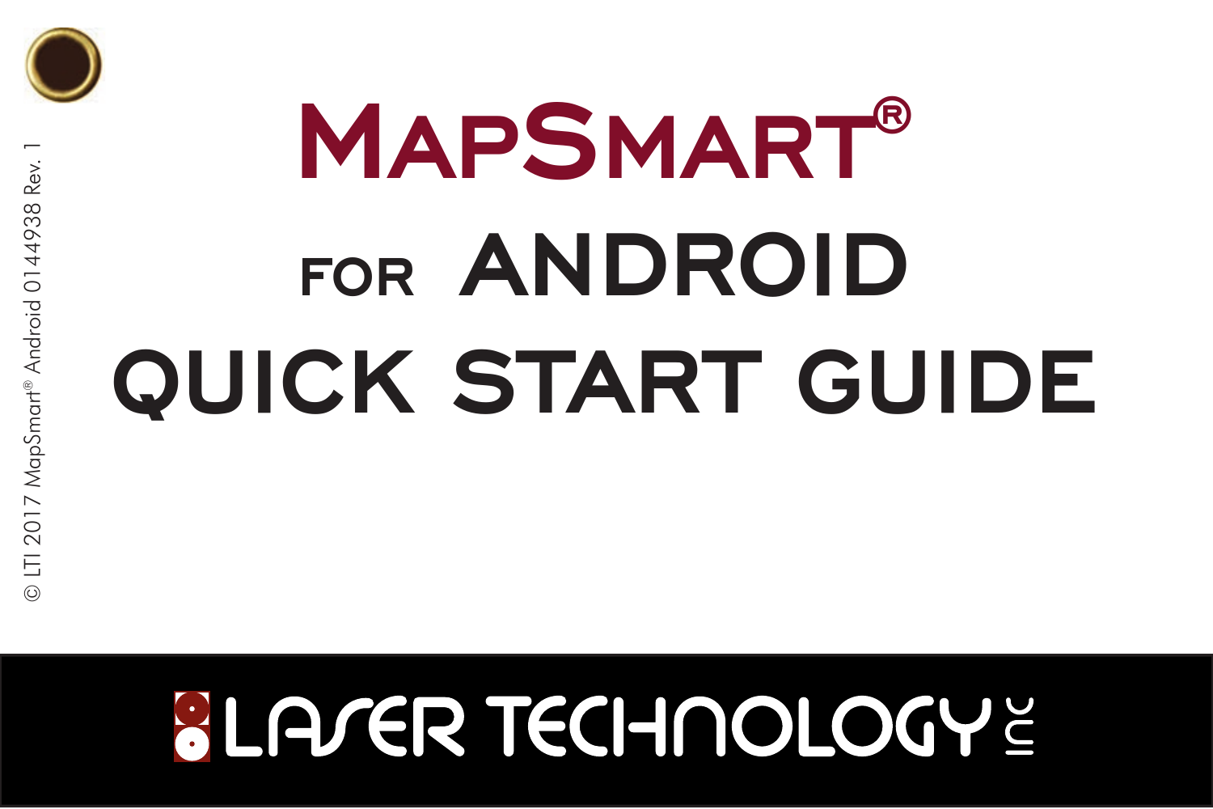# MapSmart®

## for ANDROID

# QUICK START GUIDE

© LTI 2017 MapSmart® Android 0144938 Rev. 1

LASER TECHNOLOGY INC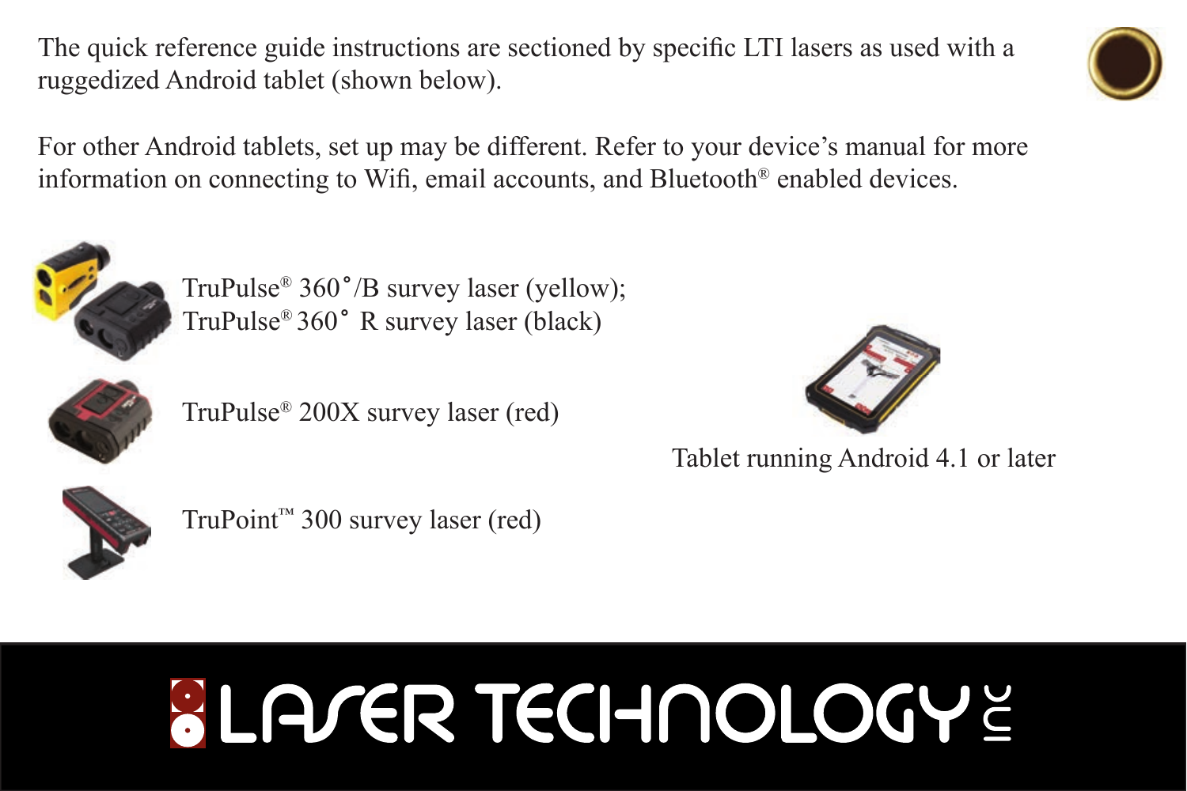The quick reference guide instructions are sectioned by specific LTI lasers as used with a ruggedized Android tablet (shown below).

For other Android tablets, set up may be different. Refer to your device's manual for more information on connecting to Wifi, email accounts, and Bluetooth® enabled devices.

TruPulse® 360˚/B survey laser (yellow);
TruPulse® 360˚ R survey laser (black)

TruPulse® 200X survey laser (red)

TruPoint™ 300 survey laser (red)

Tablet running Android 4.1 or later

LASER TECHNOLOGY INC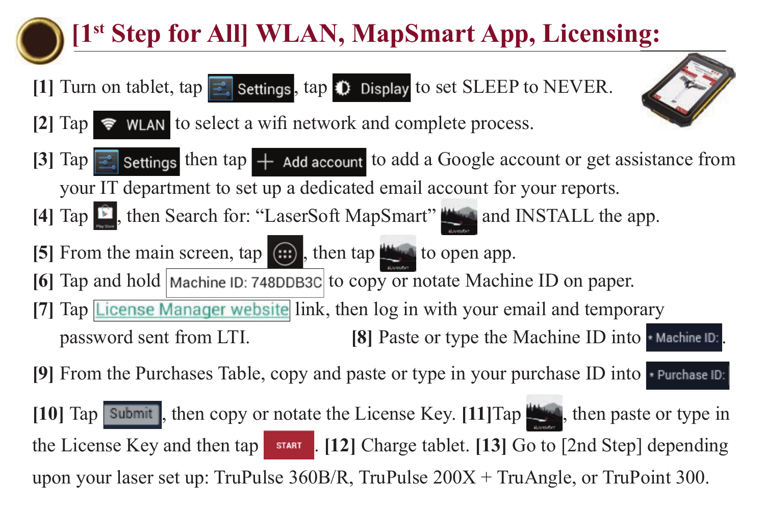# [1st Step for All] WLAN, MapSmart App, Licensing:

[1] Turn on tablet, tap Settings, tap Display to set SLEEP to NEVER.

[2] Tap WLAN to select a wifi network and complete process.

[3] Tap Settings then tap + Add account to add a Google account or get assistance from your IT department to set up a dedicated email account for your reports.

[4] Tap Play Store, then Search for: "LaserSoft MapSmart" and INSTALL the app.

[5] From the main screen, tap , then tap to open app.

[6] Tap and hold Machine ID: 748DDB3C to copy or notate Machine ID on paper.

[7] Tap License Manager website link, then log in with your email and temporary password sent from LTI.

[8] Paste or type the Machine ID into • Machine ID:.

[9] From the Purchases Table, copy and paste or type in your purchase ID into • Purchase ID:

[10] Tap Submit, then copy or notate the License Key. [11]Tap , then paste or type in the License Key and then tap START. [12] Charge tablet. [13] Go to [2nd Step] depending upon your laser set up: TruPulse 360B/R, TruPulse 200X + TruAngle, or TruPoint 300.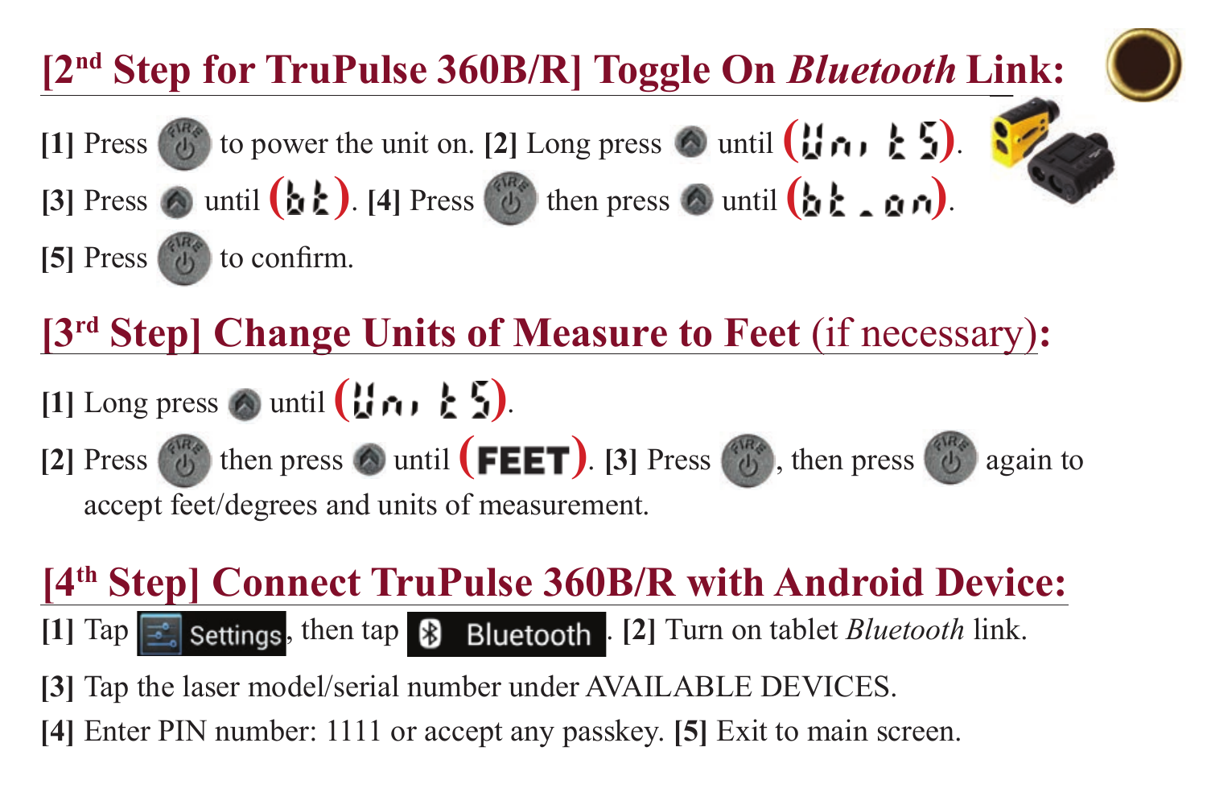## [2nd Step for TruPulse 360B/R] Toggle On *Bluetooth* Link:

**[1]** Press FIRE to power the unit on. **[2]** Long press ⬆ until (Units). **[3]** Press ⬆ until (bt). **[4]** Press FIRE then press ⬆ until (bt_on). **[5]** Press FIRE to confirm.

## [3rd Step] Change Units of Measure to Feet (if necessary):

**[1]** Long press ⬆ until (Units).

**[2]** Press FIRE then press ⬆ until (FEET). **[3]** Press FIRE, then press FIRE again to accept feet/degrees and units of measurement.

## [4th Step] Connect TruPulse 360B/R with Android Device:

**[1]** Tap Settings, then tap Bluetooth. **[2]** Turn on tablet *Bluetooth* link.

**[3]** Tap the laser model/serial number under AVAILABLE DEVICES.

**[4]** Enter PIN number: 1111 or accept any passkey. **[5]** Exit to main screen.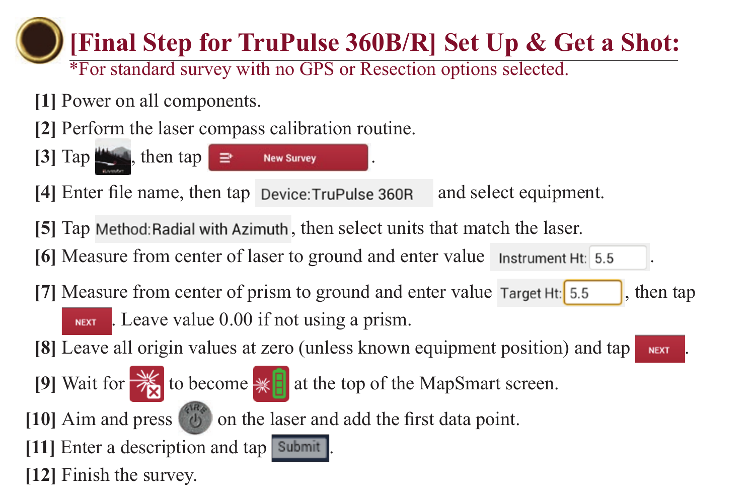# [Final Step for TruPulse 360B/R] Set Up & Get a Shot:

*For standard survey with no GPS or Resection options selected.

**[1]** Power on all components.

**[2]** Perform the laser compass calibration routine.

**[3]** Tap , then tap New Survey .

**[4]** Enter file name, then tap Device:TruPulse 360R and select equipment.

**[5]** Tap Method:Radial with Azimuth, then select units that match the laser.

**[6]** Measure from center of laser to ground and enter value Instrument Ht: 5.5 .

**[7]** Measure from center of prism to ground and enter value Target Ht: 5.5 , then tap NEXT. Leave value 0.00 if not using a prism.

**[8]** Leave all origin values at zero (unless known equipment position) and tap NEXT.

**[9]** Wait for to become at the top of the MapSmart screen.

**[10]** Aim and press on the laser and add the first data point.

**[11]** Enter a description and tap Submit.

**[12]** Finish the survey.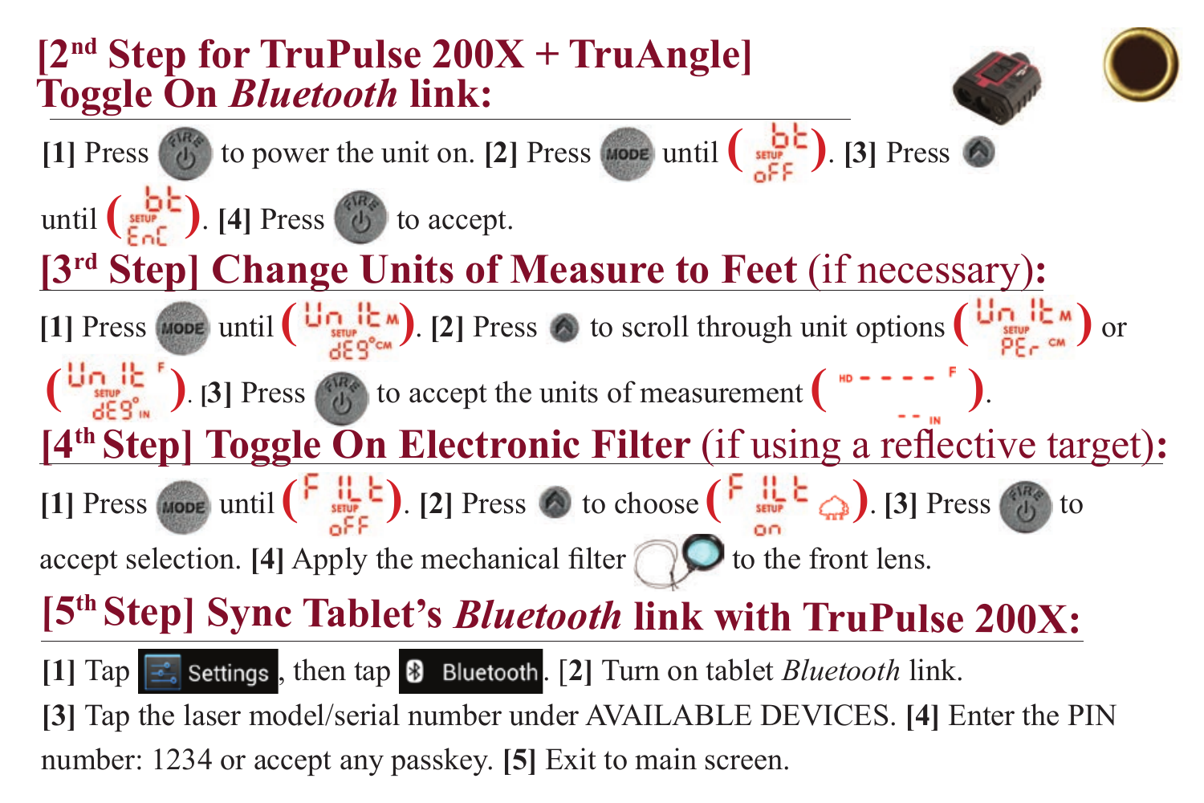## [2nd Step for TruPulse 200X + TruAngle] Toggle On *Bluetooth* link:

**[1]** Press FIRE to power the unit on. **[2]** Press MODE until (bt SETUP oFF). **[3]** Press ▲ until (bt SETUP EnC). **[4]** Press FIRE to accept.

## [3rd Step] Change Units of Measure to Feet (if necessary):

**[1]** Press MODE until (Un It M SETUP dEG °CM). **[2]** Press ▲ to scroll through unit options (Un It M SETUP PEr CM) or (Un It F SETUP dEG ° IN). **[3]** Press FIRE to accept the units of measurement (HD - - - - F - - IN).

## [4th Step] Toggle On Electronic Filter (if using a reflective target):

**[1]** Press MODE until (F ILt SETUP oFF). **[2]** Press ▲ to choose (F ILt SETUP on). **[3]** Press FIRE to accept selection. **[4]** Apply the mechanical filter to the front lens.

## [5th Step] Sync Tablet's *Bluetooth* link with TruPulse 200X:

**[1]** Tap Settings, then tap Bluetooth. **[2]** Turn on tablet *Bluetooth* link.
**[3]** Tap the laser model/serial number under AVAILABLE DEVICES. **[4]** Enter the PIN number: 1234 or accept any passkey. **[5]** Exit to main screen.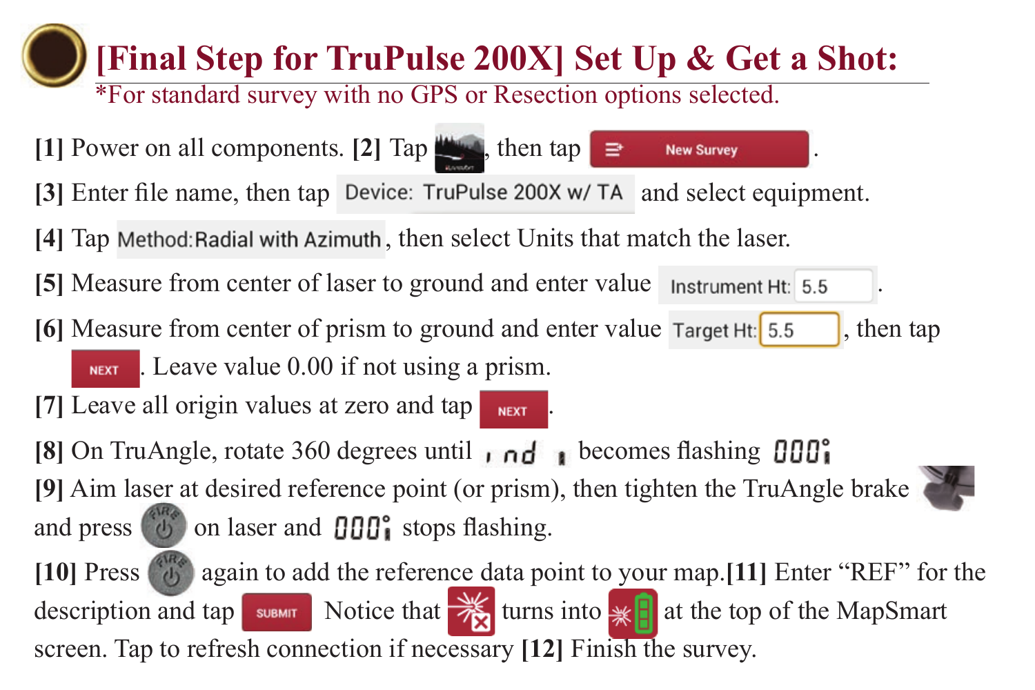# [Final Step for TruPulse 200X] Set Up & Get a Shot:

*For standard survey with no GPS or Resection options selected.

**[1]** Power on all components. **[2]** Tap , then tap New Survey.

**[3]** Enter file name, then tap Device: TruPulse 200X w/ TA and select equipment.

**[4]** Tap Method:Radial with Azimuth, then select Units that match the laser.

**[5]** Measure from center of laser to ground and enter value Instrument Ht: 5.5.

**[6]** Measure from center of prism to ground and enter value Target Ht: 5.5, then tap NEXT. Leave value 0.00 if not using a prism.

**[7]** Leave all origin values at zero and tap NEXT.

**[8]** On TruAngle, rotate 360 degrees until ind becomes flashing 000°.

**[9]** Aim laser at desired reference point (or prism), then tighten the TruAngle brake and press FIRE on laser and 000° stops flashing.

**[10]** Press FIRE again to add the reference data point to your map. **[11]** Enter "REF" for the description and tap SUBMIT. Notice that turns into at the top of the MapSmart screen. Tap to refresh connection if necessary **[12]** Finish the survey.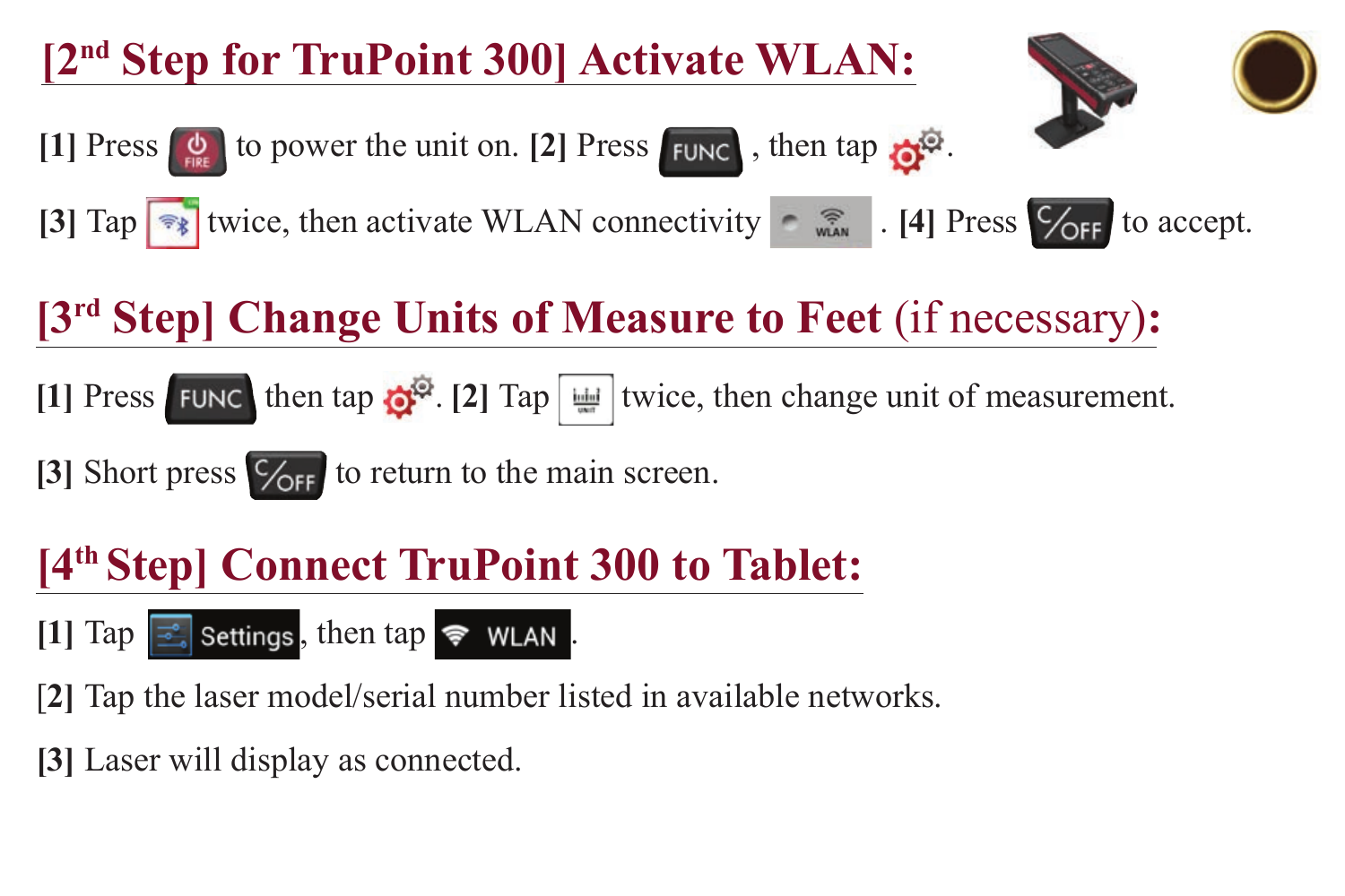## [2nd Step for TruPoint 300] Activate WLAN:

**[1]** Press FIRE to power the unit on. **[2]** Press FUNC , then tap .

**[3]** Tap twice, then activate WLAN connectivity WLAN . **[4]** Press C/OFF to accept.

## [3rd Step] Change Units of Measure to Feet (if necessary):

**[1]** Press FUNC then tap . **[2]** Tap UNIT twice, then change unit of measurement.

**[3]** Short press C/OFF to return to the main screen.

## [4th Step] Connect TruPoint 300 to Tablet:

**[1]** Tap Settings, then tap WLAN.

**[2]** Tap the laser model/serial number listed in available networks.

**[3]** Laser will display as connected.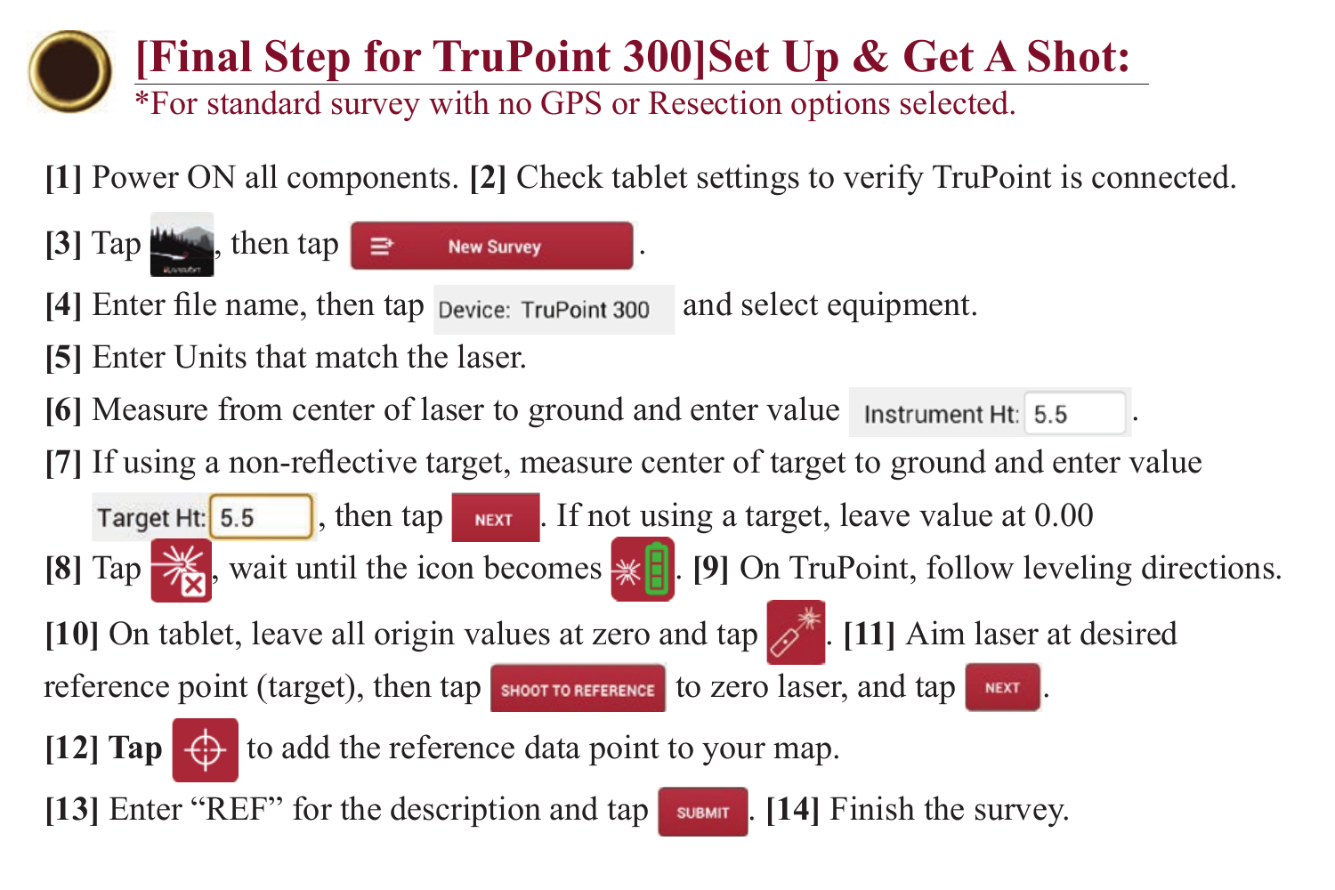# [Final Step for TruPoint 300]Set Up & Get A Shot:

*For standard survey with no GPS or Resection options selected.

**[1]** Power ON all components. **[2]** Check tablet settings to verify TruPoint is connected.

**[3]** Tap , then tap New Survey .

**[4]** Enter file name, then tap Device: TruPoint 300 and select equipment.

**[5]** Enter Units that match the laser.

**[6]** Measure from center of laser to ground and enter value Instrument Ht: 5.5 .

**[7]** If using a non-reflective target, measure center of target to ground and enter value Target Ht: 5.5 , then tap NEXT . If not using a target, leave value at 0.00

**[8]** Tap , wait until the icon becomes . **[9]** On TruPoint, follow leveling directions.

**[10]** On tablet, leave all origin values at zero and tap . **[11]** Aim laser at desired reference point (target), then tap SHOOT TO REFERENCE to zero laser, and tap NEXT .

**[12] Tap** to add the reference data point to your map.

**[13]** Enter "REF" for the description and tap SUBMIT . **[14]** Finish the survey.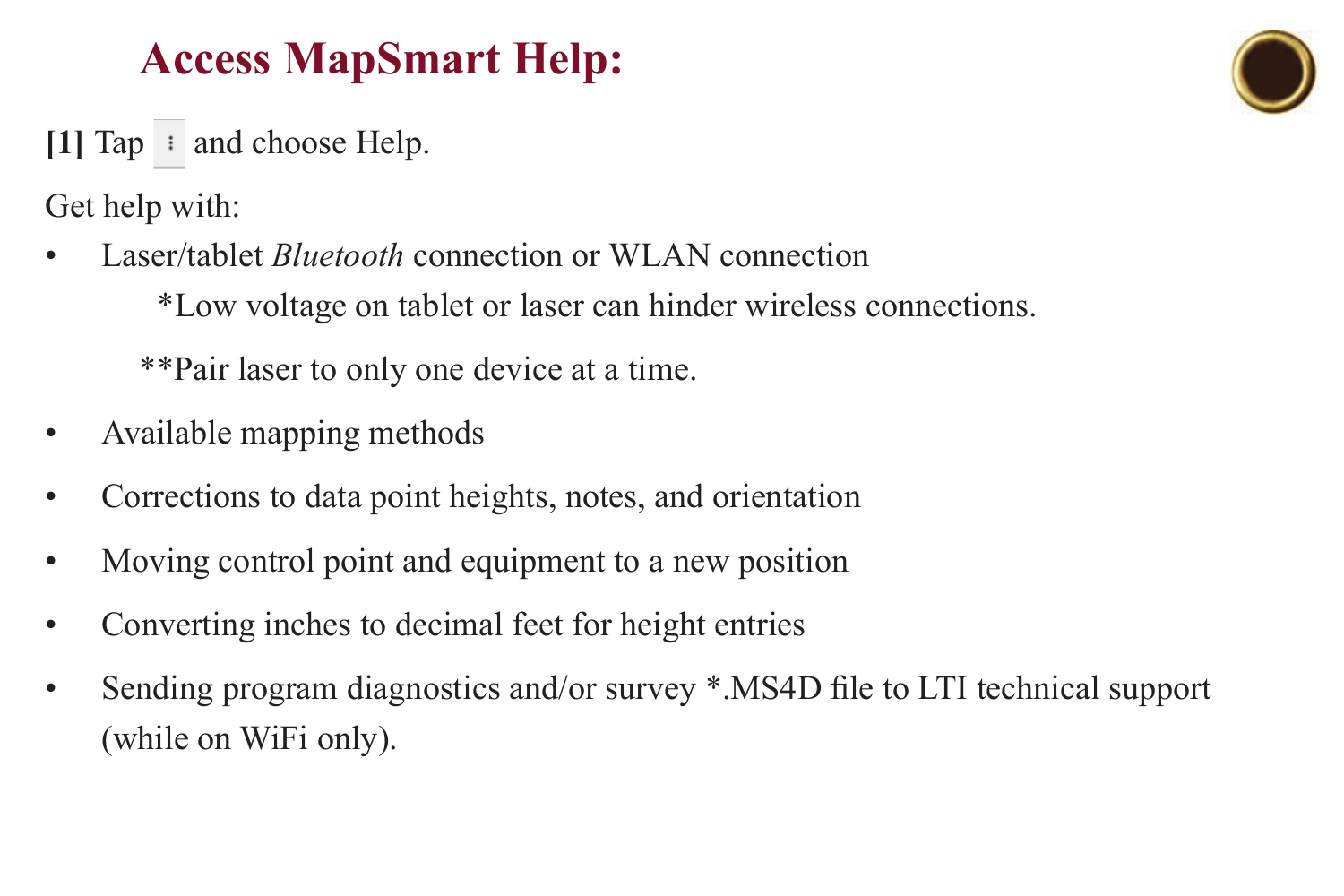# Access MapSmart Help:

**[1]** Tap ⋮ and choose Help.

Get help with:

- Laser/tablet *Bluetooth* connection or WLAN connection

  *Low voltage on tablet or laser can hinder wireless connections.

  **Pair laser to only one device at a time.

- Available mapping methods
- Corrections to data point heights, notes, and orientation
- Moving control point and equipment to a new position
- Converting inches to decimal feet for height entries
- Sending program diagnostics and/or survey *.MS4D file to LTI technical support (while on WiFi only).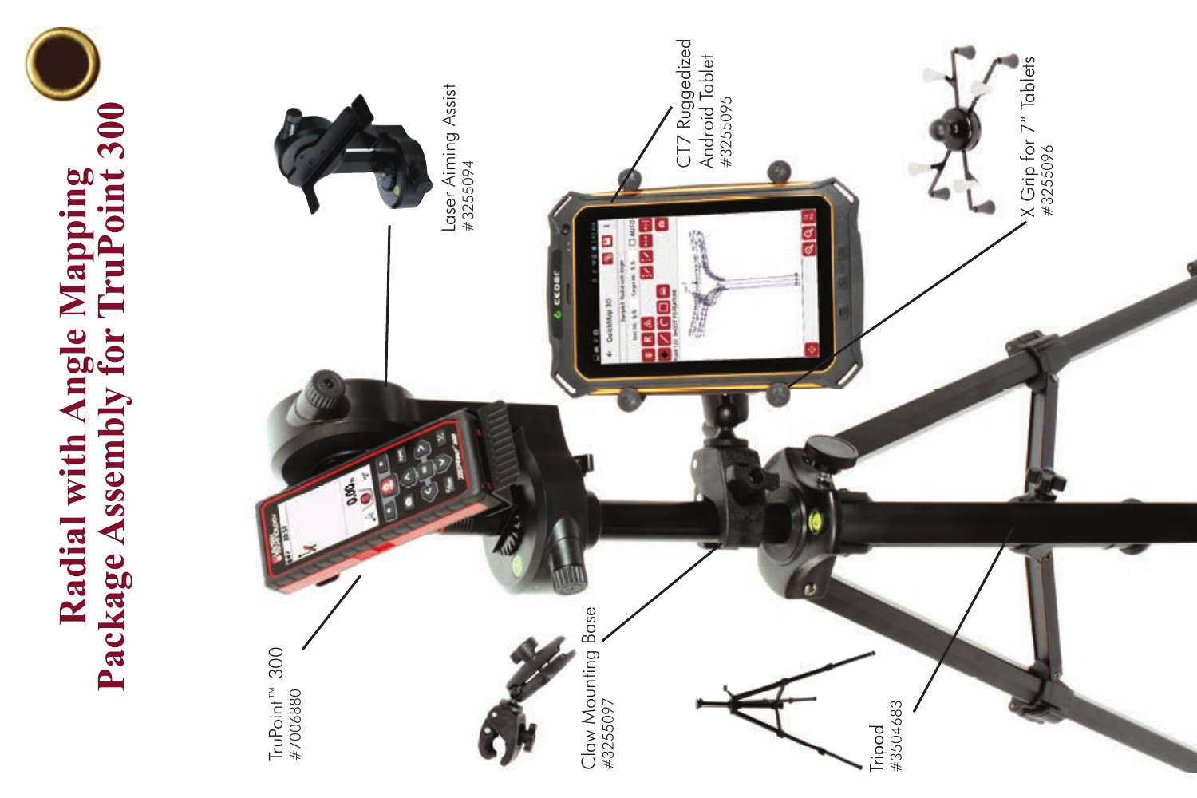# Radial with Angle Mapping Package Assembly for TruPoint 300

Laser Aiming Assist
#3255094

CT7 Ruggedized Android Tablet
#3255095

X Grip for 7" Tablets
#3255096

TruPoint™ 300
#7006880

Claw Mounting Base
#3255097

Tripod
#3504683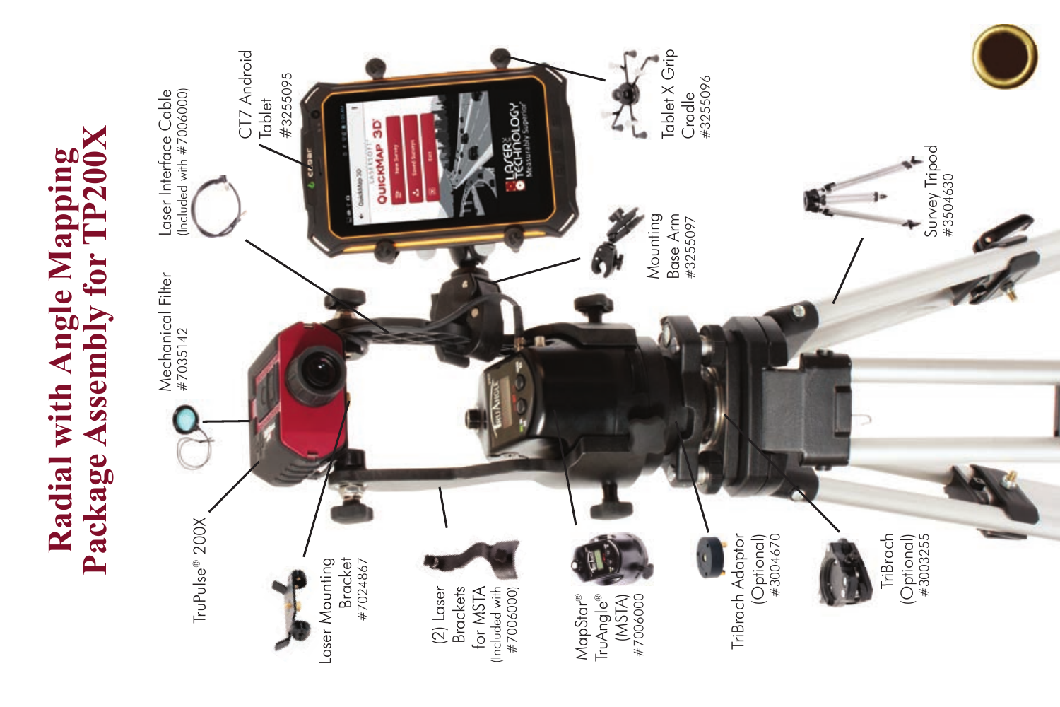# Radial with Angle Mapping Package Assembly for TP200X

Laser Interface Cable
(Included with #7006000)

CT7 Android Tablet
#3255095

Tablet X Grip Cradle
#3255096

Mechanical Filter
#7035142

Mounting Base Arm
#3255097

Survey Tripod
#3504630

TruPulse® 200X

Laser Mounting Bracket
#7024867

(2) Laser Brackets for MSTA
(Included with #7006000)

MapStar® TruAngle® (MSTA)
#7006000

TriBrach Adaptor
(Optional)
#3004670

TriBrach
(Optional)
#3003255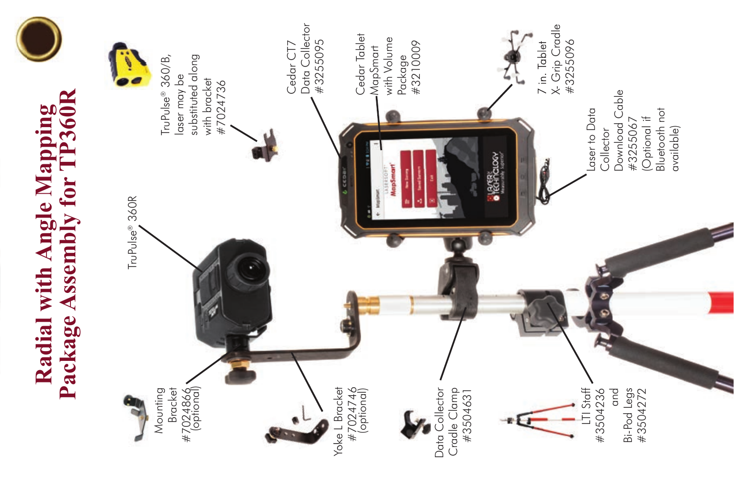# Radial with Angle Mapping Package Assembly for TP360R

TruPulse® 360/B, laser may be substituted along with bracket #7024736

TruPulse® 360R

Cedar CT7 Data Collector #3255095

Cedar Tablet MapSmart with Volume Package #3210009

7 in. Tablet X- Grip Cradle #3255096

Laser to Data Collector Download Cable #3255067 (Optional if Bluetooth not available)

Mounting Bracket #7024866 (optional)

Yoke L Bracket #7024746 (optional)

Data Collector Cradle Clamp #3504631

LTI Staff #3504236 and Bi-Pod Legs #3504272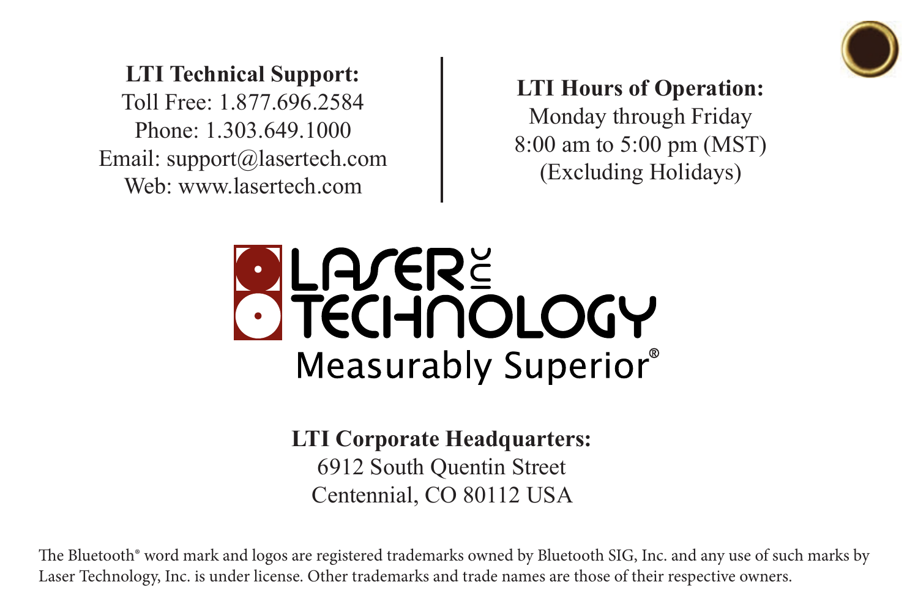**LTI Technical Support:**
Toll Free: 1.877.696.2584
Phone: 1.303.649.1000
Email: support@lasertech.com
Web: www.lasertech.com

**LTI Hours of Operation:**
Monday through Friday
8:00 am to 5:00 pm (MST)
(Excluding Holidays)

LASER inc TECHNOLOGY
Measurably Superior®

**LTI Corporate Headquarters:**
6912 South Quentin Street
Centennial, CO 80112 USA

The Bluetooth® word mark and logos are registered trademarks owned by Bluetooth SIG, Inc. and any use of such marks by Laser Technology, Inc. is under license. Other trademarks and trade names are those of their respective owners.